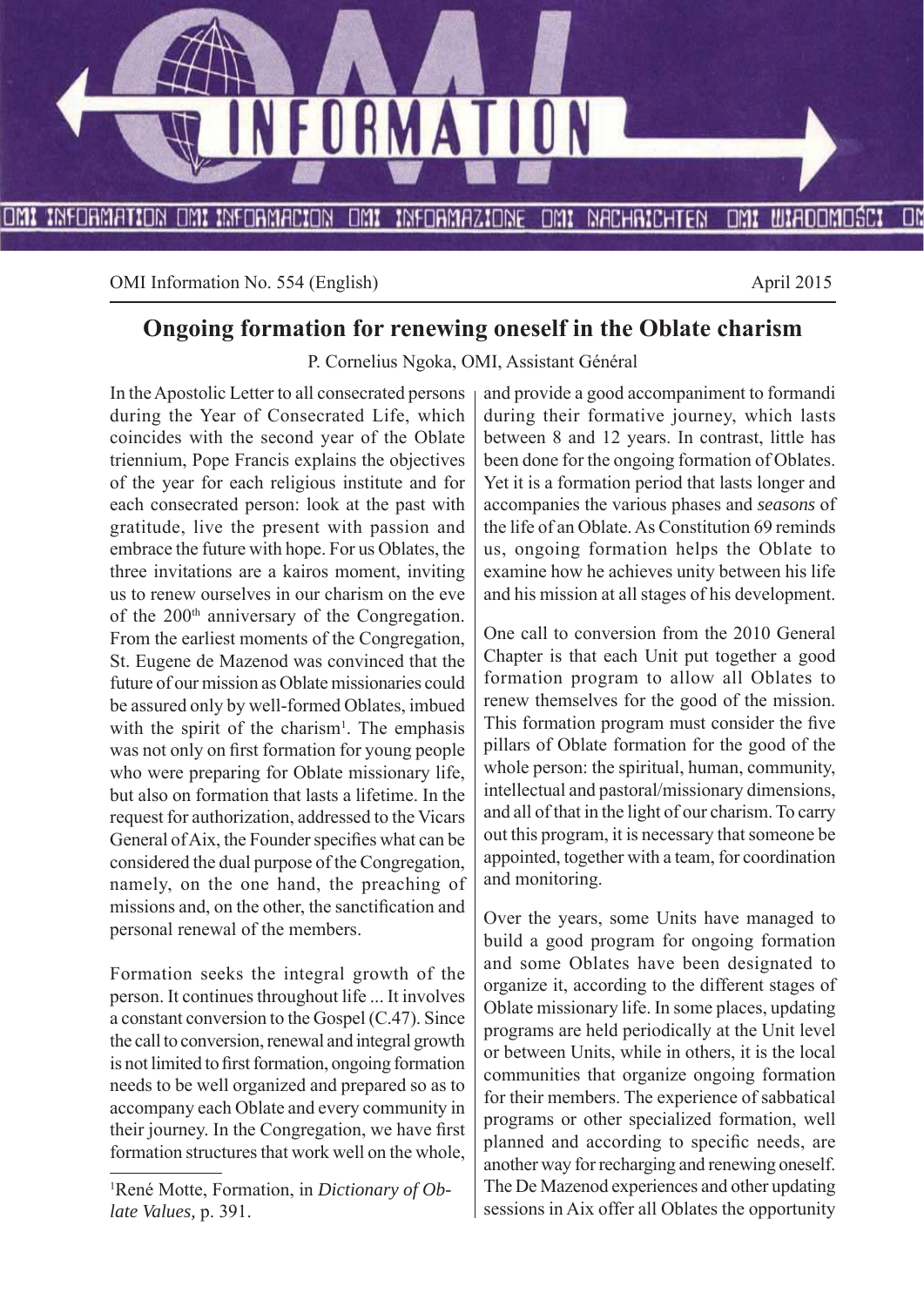OMI Information No. 554 (English) April 2015

# Ongoing formation for renewing oneself in the Oblate charism

P. Cornelius Ngoka, OMI, Assistant Général

In the Apostolic Letter to all consecrated persons during the Year of Consecrated Life, which coincides with the second year of the Oblate triennium, Pope Francis explains the objectives of the year for each religious institute and for each consecrated person: look at the past with gratitude, live the present with passion and embrace the future with hope. For us Oblates, the three invitations are a kairos moment, inviting us to renew ourselves in our charism on the eve of the 200th anniversary of the Congregation. From the earliest moments of the Congregation, St. Eugene de Mazenod was convinced that the future of our mission as Oblate missionaries could be assured only by well-formed Oblates, imbued with the spirit of the charism[1]. The emphasis was not only on first formation for young people who were preparing for Oblate missionary life, but also on formation that lasts a lifetime. In the request for authorization, addressed to the Vicars General of Aix, the Founder specifies what can be considered the dual purpose of the Congregation, namely, on the one hand, the preaching of missions and, on the other, the sanctification and personal renewal of the members.

Formation seeks the integral growth of the person. It continues throughout life ... It involves a constant conversion to the Gospel (C.47). Since the call to conversion, renewal and integral growth is not limited to first formation, ongoing formation needs to be well organized and prepared so as to accompany each Oblate and every community in their journey. In the Congregation, we have first formation structures that work well on the whole, and provide a good accompaniment to formandi during their formative journey, which lasts between 8 and 12 years. In contrast, little has been done for the ongoing formation of Oblates. Yet it is a formation period that lasts longer and accompanies the various phases and *seasons* of the life of an Oblate. As Constitution 69 reminds us, ongoing formation helps the Oblate to examine how he achieves unity between his life and his mission at all stages of his development.

One call to conversion from the 2010 General Chapter is that each Unit put together a good formation program to allow all Oblates to renew themselves for the good of the mission. This formation program must consider the five pillars of Oblate formation for the good of the whole person: the spiritual, human, community, intellectual and pastoral/missionary dimensions, and all of that in the light of our charism. To carry out this program, it is necessary that someone be appointed, together with a team, for coordination and monitoring.

Over the years, some Units have managed to build a good program for ongoing formation and some Oblates have been designated to organize it, according to the different stages of Oblate missionary life. In some places, updating programs are held periodically at the Unit level or between Units, while in others, it is the local communities that organize ongoing formation for their members. The experience of sabbatical programs or other specialized formation, well planned and according to specific needs, are another way for recharging and renewing oneself. The De Mazenod experiences and other updating sessions in Aix offer all Oblates the opportunity

[1] René Motte, Formation, in *Dictionary of Oblate Values,* p. 391.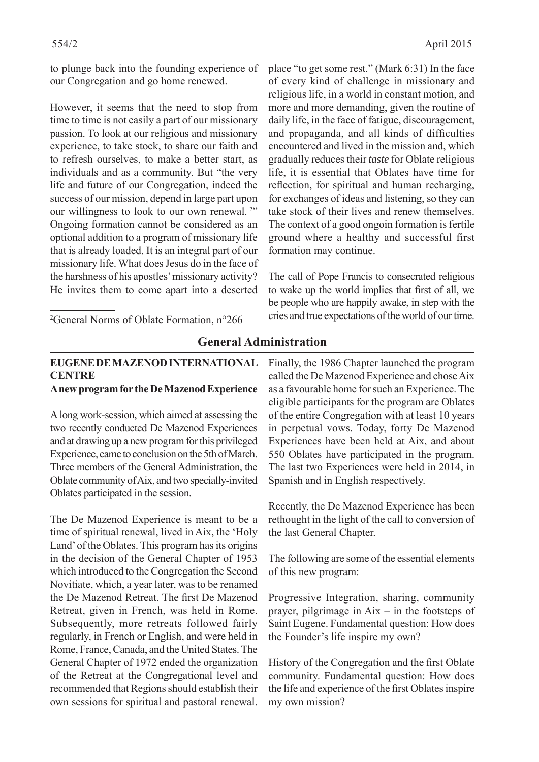to plunge back into the founding experience of our Congregation and go home renewed.

However, it seems that the need to stop from time to time is not easily a part of our missionary passion. To look at our religious and missionary experience, to take stock, to share our faith and to refresh ourselves, to make a better start, as individuals and as a community. But "the very life and future of our Congregation, indeed the success of our mission, depend in large part upon our willingness to look to our own renewal. [2]" Ongoing formation cannot be considered as an optional addition to a program of missionary life that is already loaded. It is an integral part of our missionary life. What does Jesus do in the face of the harshness of his apostles' missionary activity? He invites them to come apart into a deserted place "to get some rest." (Mark 6:31) In the face of every kind of challenge in missionary and religious life, in a world in constant motion, and more and more demanding, given the routine of daily life, in the face of fatigue, discouragement, and propaganda, and all kinds of difficulties encountered and lived in the mission and, which gradually reduces their *taste* for Oblate religious life, it is essential that Oblates have time for reflection, for spiritual and human recharging, for exchanges of ideas and listening, so they can take stock of their lives and renew themselves. The context of a good ongoin formation is fertile ground where a healthy and successful first formation may continue.

The call of Pope Francis to consecrated religious to wake up the world implies that first of all, we be people who are happily awake, in step with the cries and true expectations of the world of our time.

[2] General Norms of Oblate Formation, n°266

## General Administration

### EUGENE DE MAZENOD INTERNATIONAL CENTRE

**A new program for the De Mazenod Experience**

A long work-session, which aimed at assessing the two recently conducted De Mazenod Experiences and at drawing up a new program for this privileged Experience, came to conclusion on the 5th of March. Three members of the General Administration, the Oblate community of Aix, and two specially-invited Oblates participated in the session.

The De Mazenod Experience is meant to be a time of spiritual renewal, lived in Aix, the 'Holy Land' of the Oblates. This program has its origins in the decision of the General Chapter of 1953 which introduced to the Congregation the Second Novitiate, which, a year later, was to be renamed the De Mazenod Retreat. The first De Mazenod Retreat, given in French, was held in Rome. Subsequently, more retreats followed fairly regularly, in French or English, and were held in Rome, France, Canada, and the United States. The General Chapter of 1972 ended the organization of the Retreat at the Congregational level and recommended that Regions should establish their own sessions for spiritual and pastoral renewal. Finally, the 1986 Chapter launched the program called the De Mazenod Experience and chose Aix as a favourable home for such an Experience. The eligible participants for the program are Oblates of the entire Congregation with at least 10 years in perpetual vows. Today, forty De Mazenod Experiences have been held at Aix, and about 550 Oblates have participated in the program. The last two Experiences were held in 2014, in Spanish and in English respectively.

Recently, the De Mazenod Experience has been rethought in the light of the call to conversion of the last General Chapter.

The following are some of the essential elements of this new program:

Progressive Integration, sharing, community prayer, pilgrimage in Aix – in the footsteps of Saint Eugene. Fundamental question: How does the Founder's life inspire my own?

History of the Congregation and the first Oblate community. Fundamental question: How does the life and experience of the first Oblates inspire my own mission?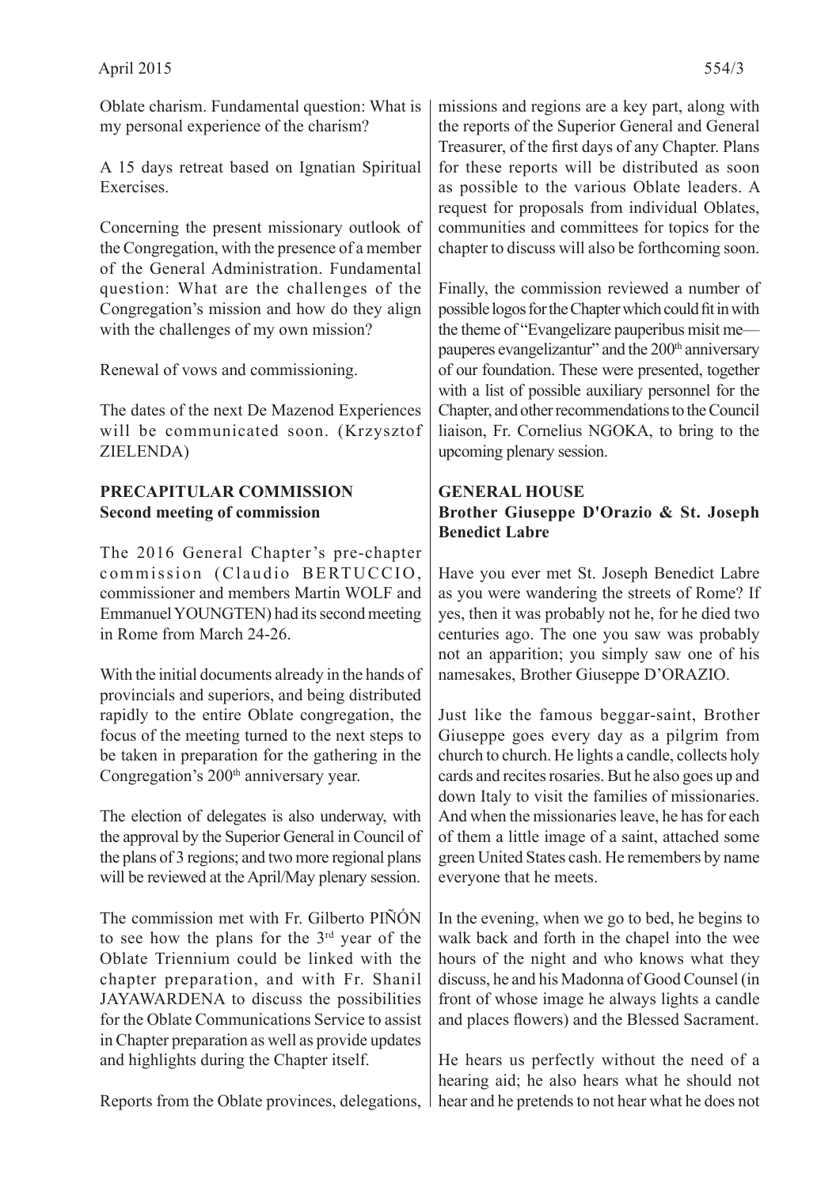Oblate charism. Fundamental question: What is my personal experience of the charism?

A 15 days retreat based on Ignatian Spiritual Exercises.

Concerning the present missionary outlook of the Congregation, with the presence of a member of the General Administration. Fundamental question: What are the challenges of the Congregation's mission and how do they align with the challenges of my own mission?

Renewal of vows and commissioning.

The dates of the next De Mazenod Experiences will be communicated soon. (Krzysztof ZIELENDA)

## PRECAPITULAR COMMISSION
**Second meeting of commission**

The 2016 General Chapter's pre-chapter commission (Claudio BERTUCCIO, commissioner and members Martin WOLF and Emmanuel YOUNGTEN) had its second meeting in Rome from March 24-26.

With the initial documents already in the hands of provincials and superiors, and being distributed rapidly to the entire Oblate congregation, the focus of the meeting turned to the next steps to be taken in preparation for the gathering in the Congregation's 200th anniversary year.

The election of delegates is also underway, with the approval by the Superior General in Council of the plans of 3 regions; and two more regional plans will be reviewed at the April/May plenary session.

The commission met with Fr. Gilberto PIÑÓN to see how the plans for the 3rd year of the Oblate Triennium could be linked with the chapter preparation, and with Fr. Shanil JAYAWARDENA to discuss the possibilities for the Oblate Communications Service to assist in Chapter preparation as well as provide updates and highlights during the Chapter itself.

Reports from the Oblate provinces, delegations, missions and regions are a key part, along with the reports of the Superior General and General Treasurer, of the first days of any Chapter. Plans for these reports will be distributed as soon as possible to the various Oblate leaders. A request for proposals from individual Oblates, communities and committees for topics for the chapter to discuss will also be forthcoming soon.

Finally, the commission reviewed a number of possible logos for the Chapter which could fit in with the theme of "Evangelizare pauperibus misit me—pauperes evangelizantur" and the 200th anniversary of our foundation. These were presented, together with a list of possible auxiliary personnel for the Chapter, and other recommendations to the Council liaison, Fr. Cornelius NGOKA, to bring to the upcoming plenary session.

## GENERAL HOUSE
**Brother Giuseppe D'Orazio & St. Joseph Benedict Labre**

Have you ever met St. Joseph Benedict Labre as you were wandering the streets of Rome? If yes, then it was probably not he, for he died two centuries ago. The one you saw was probably not an apparition; you simply saw one of his namesakes, Brother Giuseppe D'ORAZIO.

Just like the famous beggar-saint, Brother Giuseppe goes every day as a pilgrim from church to church. He lights a candle, collects holy cards and recites rosaries. But he also goes up and down Italy to visit the families of missionaries. And when the missionaries leave, he has for each of them a little image of a saint, attached some green United States cash. He remembers by name everyone that he meets.

In the evening, when we go to bed, he begins to walk back and forth in the chapel into the wee hours of the night and who knows what they discuss, he and his Madonna of Good Counsel (in front of whose image he always lights a candle and places flowers) and the Blessed Sacrament.

He hears us perfectly without the need of a hearing aid; he also hears what he should not hear and he pretends to not hear what he does not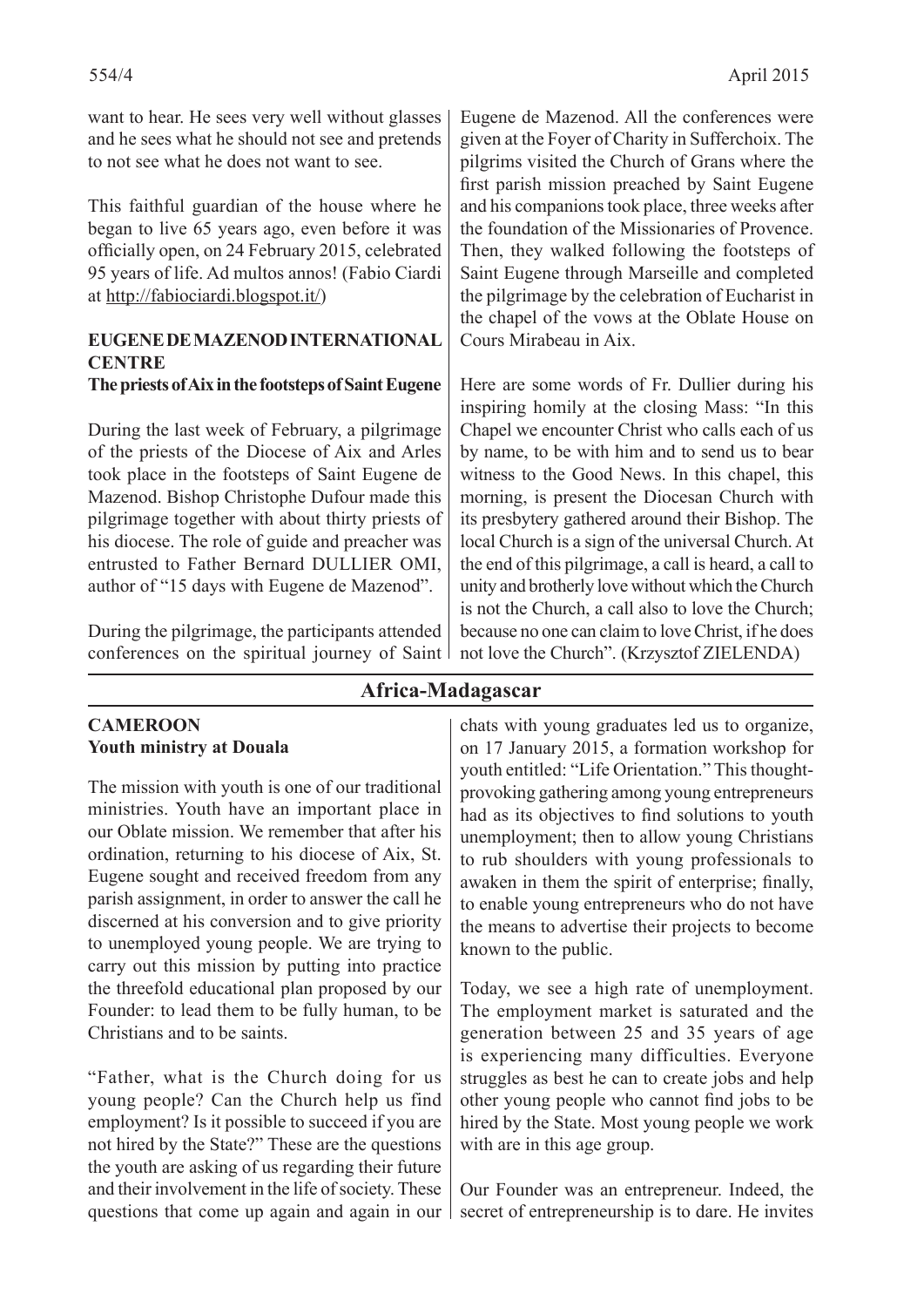want to hear. He sees very well without glasses and he sees what he should not see and pretends to not see what he does not want to see.

This faithful guardian of the house where he began to live 65 years ago, even before it was officially open, on 24 February 2015, celebrated 95 years of life. Ad multos annos! (Fabio Ciardi at http://fabiociardi.blogspot.it/)

**EUGENE DE MAZENOD INTERNATIONAL CENTRE**

**The priests of Aix in the footsteps of Saint Eugene**

During the last week of February, a pilgrimage of the priests of the Diocese of Aix and Arles took place in the footsteps of Saint Eugene de Mazenod. Bishop Christophe Dufour made this pilgrimage together with about thirty priests of his diocese. The role of guide and preacher was entrusted to Father Bernard DULLIER OMI, author of "15 days with Eugene de Mazenod".

During the pilgrimage, the participants attended conferences on the spiritual journey of Saint Eugene de Mazenod. All the conferences were given at the Foyer of Charity in Sufferchoix. The pilgrims visited the Church of Grans where the first parish mission preached by Saint Eugene and his companions took place, three weeks after the foundation of the Missionaries of Provence. Then, they walked following the footsteps of Saint Eugene through Marseille and completed the pilgrimage by the celebration of Eucharist in the chapel of the vows at the Oblate House on Cours Mirabeau in Aix.

Here are some words of Fr. Dullier during his inspiring homily at the closing Mass: "In this Chapel we encounter Christ who calls each of us by name, to be with him and to send us to bear witness to the Good News. In this chapel, this morning, is present the Diocesan Church with its presbytery gathered around their Bishop. The local Church is a sign of the universal Church. At the end of this pilgrimage, a call is heard, a call to unity and brotherly love without which the Church is not the Church, a call also to love the Church; because no one can claim to love Christ, if he does not love the Church". (Krzysztof ZIELENDA)

## Africa-Madagascar

**CAMEROON**

**Youth ministry at Douala**

The mission with youth is one of our traditional ministries. Youth have an important place in our Oblate mission. We remember that after his ordination, returning to his diocese of Aix, St. Eugene sought and received freedom from any parish assignment, in order to answer the call he discerned at his conversion and to give priority to unemployed young people. We are trying to carry out this mission by putting into practice the threefold educational plan proposed by our Founder: to lead them to be fully human, to be Christians and to be saints.

"Father, what is the Church doing for us young people? Can the Church help us find employment? Is it possible to succeed if you are not hired by the State?" These are the questions the youth are asking of us regarding their future and their involvement in the life of society. These questions that come up again and again in our chats with young graduates led us to organize, on 17 January 2015, a formation workshop for youth entitled: "Life Orientation." This thought-provoking gathering among young entrepreneurs had as its objectives to find solutions to youth unemployment; then to allow young Christians to rub shoulders with young professionals to awaken in them the spirit of enterprise; finally, to enable young entrepreneurs who do not have the means to advertise their projects to become known to the public.

Today, we see a high rate of unemployment. The employment market is saturated and the generation between 25 and 35 years of age is experiencing many difficulties. Everyone struggles as best he can to create jobs and help other young people who cannot find jobs to be hired by the State. Most young people we work with are in this age group.

Our Founder was an entrepreneur. Indeed, the secret of entrepreneurship is to dare. He invites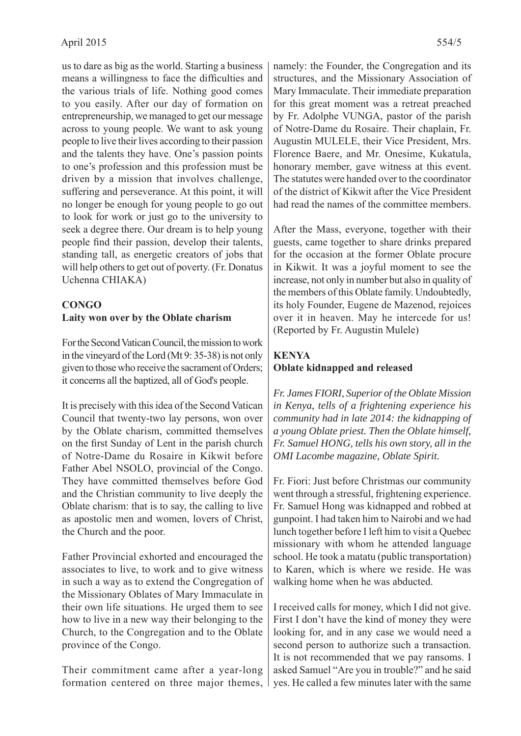us to dare as big as the world. Starting a business means a willingness to face the difficulties and the various trials of life. Nothing good comes to you easily. After our day of formation on entrepreneurship, we managed to get our message across to young people. We want to ask young people to live their lives according to their passion and the talents they have. One's passion points to one's profession and this profession must be driven by a mission that involves challenge, suffering and perseverance. At this point, it will no longer be enough for young people to go out to look for work or just go to the university to seek a degree there. Our dream is to help young people find their passion, develop their talents, standing tall, as energetic creators of jobs that will help others to get out of poverty. (Fr. Donatus Uchenna CHIAKA)

## CONGO
### Laity won over by the Oblate charism

For the Second Vatican Council, the mission to work in the vineyard of the Lord (Mt 9: 35-38) is not only given to those who receive the sacrament of Orders; it concerns all the baptized, all of God's people.

It is precisely with this idea of the Second Vatican Council that twenty-two lay persons, won over by the Oblate charism, committed themselves on the first Sunday of Lent in the parish church of Notre-Dame du Rosaire in Kikwit before Father Abel NSOLO, provincial of the Congo. They have committed themselves before God and the Christian community to live deeply the Oblate charism: that is to say, the calling to live as apostolic men and women, lovers of Christ, the Church and the poor.

Father Provincial exhorted and encouraged the associates to live, to work and to give witness in such a way as to extend the Congregation of the Missionary Oblates of Mary Immaculate in their own life situations. He urged them to see how to live in a new way their belonging to the Church, to the Congregation and to the Oblate province of the Congo.

Their commitment came after a year-long formation centered on three major themes, namely: the Founder, the Congregation and its structures, and the Missionary Association of Mary Immaculate. Their immediate preparation for this great moment was a retreat preached by Fr. Adolphe VUNGA, pastor of the parish of Notre-Dame du Rosaire. Their chaplain, Fr. Augustin MULELE, their Vice President, Mrs. Florence Baere, and Mr. Onesime, Kukatula, honorary member, gave witness at this event. The statutes were handed over to the coordinator of the district of Kikwit after the Vice President had read the names of the committee members.

After the Mass, everyone, together with their guests, came together to share drinks prepared for the occasion at the former Oblate procure in Kikwit. It was a joyful moment to see the increase, not only in number but also in quality of the members of this Oblate family. Undoubtedly, its holy Founder, Eugene de Mazenod, rejoices over it in heaven. May he intercede for us! (Reported by Fr. Augustin Mulele)

## KENYA
### Oblate kidnapped and released

*Fr. James FIORI, Superior of the Oblate Mission in Kenya, tells of a frightening experience his community had in late 2014: the kidnapping of a young Oblate priest. Then the Oblate himself, Fr. Samuel HONG, tells his own story, all in the OMI Lacombe magazine, Oblate Spirit.*

Fr. Fiori: Just before Christmas our community went through a stressful, frightening experience. Fr. Samuel Hong was kidnapped and robbed at gunpoint. I had taken him to Nairobi and we had lunch together before I left him to visit a Quebec missionary with whom he attended language school. He took a matatu (public transportation) to Karen, which is where we reside. He was walking home when he was abducted.

I received calls for money, which I did not give. First I don't have the kind of money they were looking for, and in any case we would need a second person to authorize such a transaction. It is not recommended that we pay ransoms. I asked Samuel "Are you in trouble?" and he said yes. He called a few minutes later with the same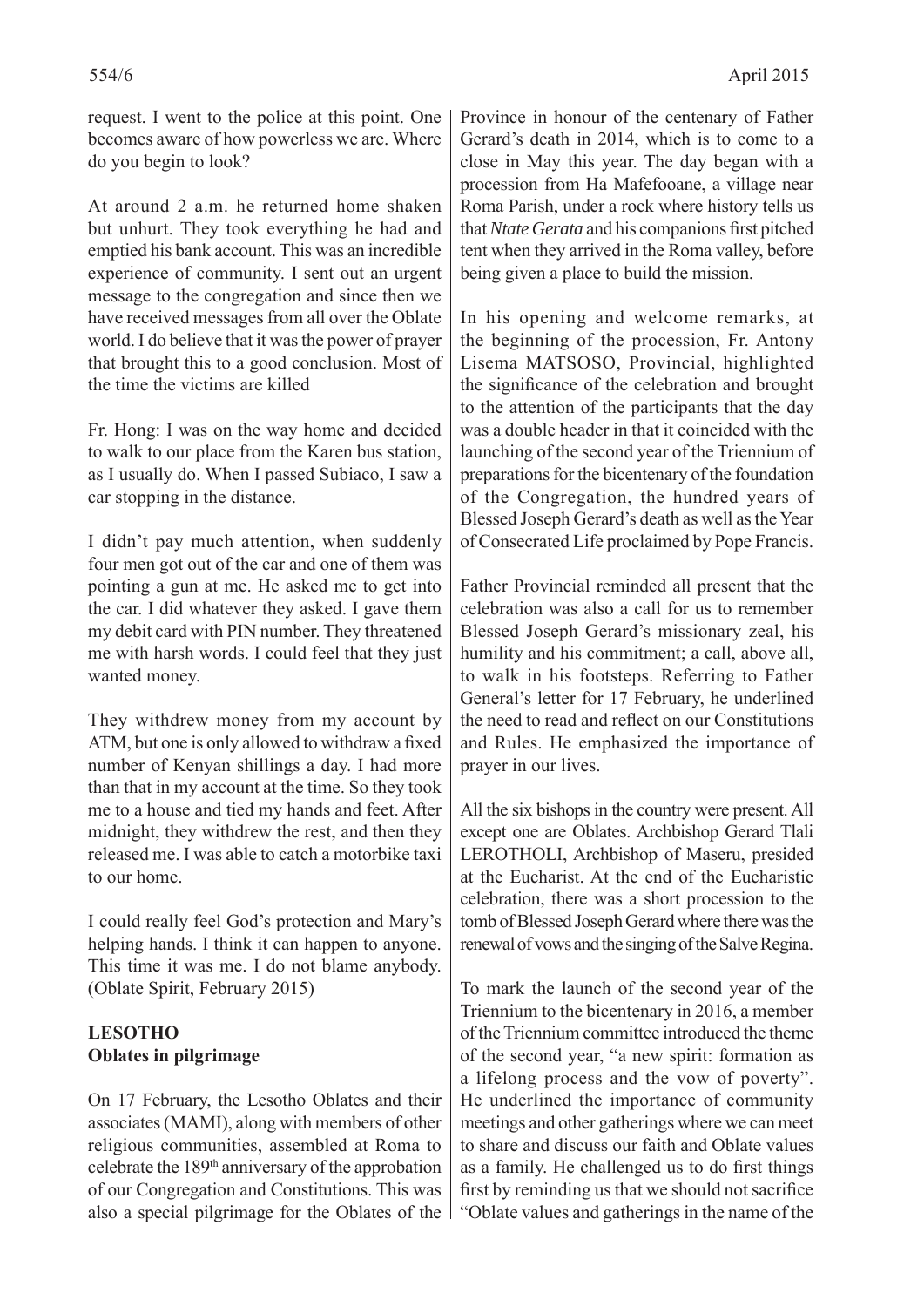request. I went to the police at this point. One becomes aware of how powerless we are. Where do you begin to look?

At around 2 a.m. he returned home shaken but unhurt. They took everything he had and emptied his bank account. This was an incredible experience of community. I sent out an urgent message to the congregation and since then we have received messages from all over the Oblate world. I do believe that it was the power of prayer that brought this to a good conclusion. Most of the time the victims are killed

Fr. Hong: I was on the way home and decided to walk to our place from the Karen bus station, as I usually do. When I passed Subiaco, I saw a car stopping in the distance.

I didn't pay much attention, when suddenly four men got out of the car and one of them was pointing a gun at me. He asked me to get into the car. I did whatever they asked. I gave them my debit card with PIN number. They threatened me with harsh words. I could feel that they just wanted money.

They withdrew money from my account by ATM, but one is only allowed to withdraw a fixed number of Kenyan shillings a day. I had more than that in my account at the time. So they took me to a house and tied my hands and feet. After midnight, they withdrew the rest, and then they released me. I was able to catch a motorbike taxi to our home.

I could really feel God's protection and Mary's helping hands. I think it can happen to anyone. This time it was me. I do not blame anybody. (Oblate Spirit, February 2015)

## LESOTHO
### Oblates in pilgrimage

On 17 February, the Lesotho Oblates and their associates (MAMI), along with members of other religious communities, assembled at Roma to celebrate the 189th anniversary of the approbation of our Congregation and Constitutions. This was also a special pilgrimage for the Oblates of the Province in honour of the centenary of Father Gerard's death in 2014, which is to come to a close in May this year. The day began with a procession from Ha Mafefooane, a village near Roma Parish, under a rock where history tells us that *Ntate Gerata* and his companions first pitched tent when they arrived in the Roma valley, before being given a place to build the mission.

In his opening and welcome remarks, at the beginning of the procession, Fr. Antony Lisema MATSOSO, Provincial, highlighted the significance of the celebration and brought to the attention of the participants that the day was a double header in that it coincided with the launching of the second year of the Triennium of preparations for the bicentenary of the foundation of the Congregation, the hundred years of Blessed Joseph Gerard's death as well as the Year of Consecrated Life proclaimed by Pope Francis.

Father Provincial reminded all present that the celebration was also a call for us to remember Blessed Joseph Gerard's missionary zeal, his humility and his commitment; a call, above all, to walk in his footsteps. Referring to Father General's letter for 17 February, he underlined the need to read and reflect on our Constitutions and Rules. He emphasized the importance of prayer in our lives.

All the six bishops in the country were present. All except one are Oblates. Archbishop Gerard Tlali LEROTHOLI, Archbishop of Maseru, presided at the Eucharist. At the end of the Eucharistic celebration, there was a short procession to the tomb of Blessed Joseph Gerard where there was the renewal of vows and the singing of the Salve Regina.

To mark the launch of the second year of the Triennium to the bicentenary in 2016, a member of the Triennium committee introduced the theme of the second year, "a new spirit: formation as a lifelong process and the vow of poverty". He underlined the importance of community meetings and other gatherings where we can meet to share and discuss our faith and Oblate values as a family. He challenged us to do first things first by reminding us that we should not sacrifice "Oblate values and gatherings in the name of the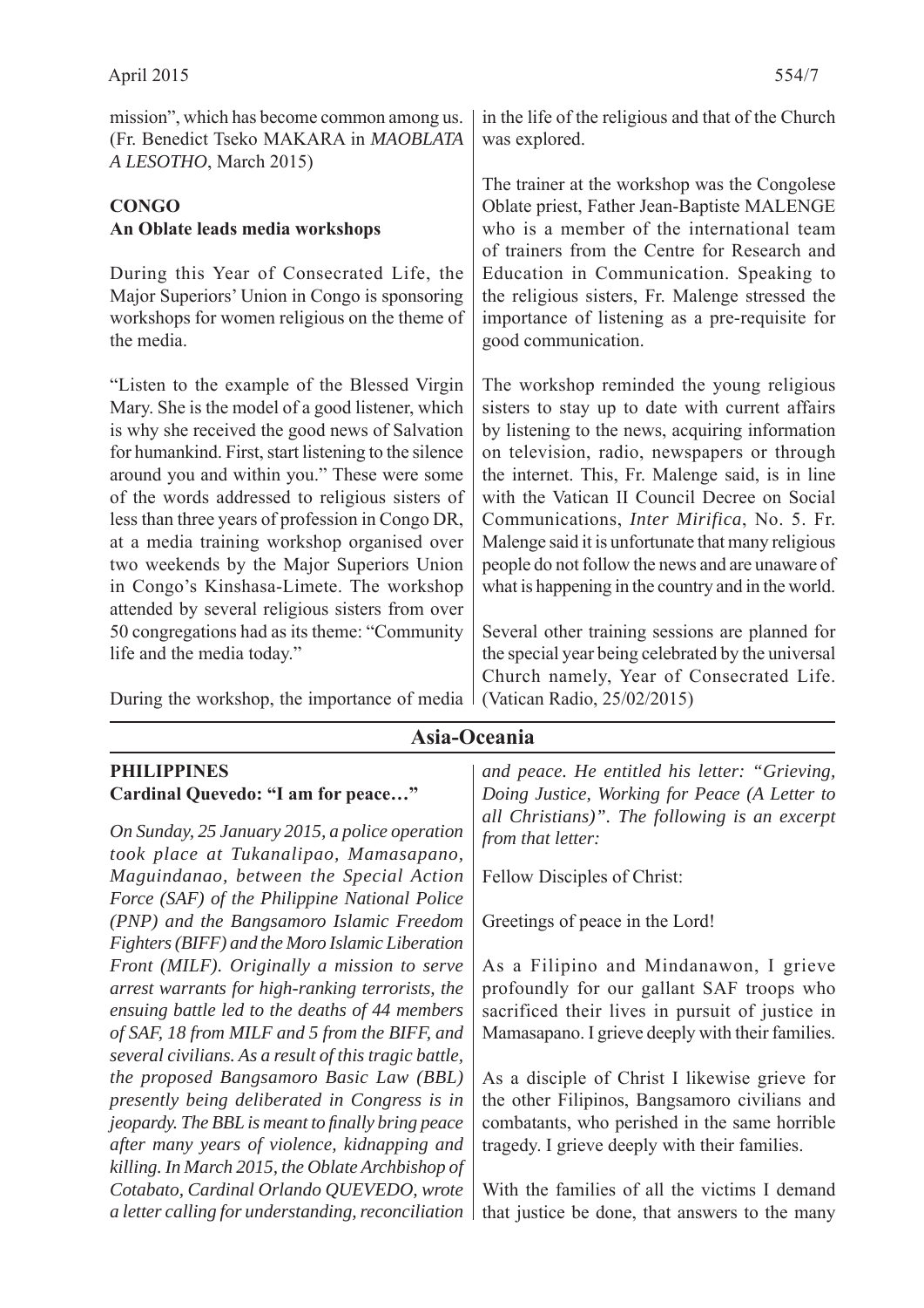mission", which has become common among us. (Fr. Benedict Tseko MAKARA in *MAOBLATA A LESOTHO*, March 2015)

**CONGO**
**An Oblate leads media workshops**

During this Year of Consecrated Life, the Major Superiors' Union in Congo is sponsoring workshops for women religious on the theme of the media.

"Listen to the example of the Blessed Virgin Mary. She is the model of a good listener, which is why she received the good news of Salvation for humankind. First, start listening to the silence around you and within you." These were some of the words addressed to religious sisters of less than three years of profession in Congo DR, at a media training workshop organised over two weekends by the Major Superiors Union in Congo's Kinshasa-Limete. The workshop attended by several religious sisters from over 50 congregations had as its theme: "Community life and the media today."

During the workshop, the importance of media in the life of the religious and that of the Church was explored.

The trainer at the workshop was the Congolese Oblate priest, Father Jean-Baptiste MALENGE who is a member of the international team of trainers from the Centre for Research and Education in Communication. Speaking to the religious sisters, Fr. Malenge stressed the importance of listening as a pre-requisite for good communication.

The workshop reminded the young religious sisters to stay up to date with current affairs by listening to the news, acquiring information on television, radio, newspapers or through the internet. This, Fr. Malenge said, is in line with the Vatican II Council Decree on Social Communications, *Inter Mirifica*, No. 5. Fr. Malenge said it is unfortunate that many religious people do not follow the news and are unaware of what is happening in the country and in the world.

Several other training sessions are planned for the special year being celebrated by the universal Church namely, Year of Consecrated Life. (Vatican Radio, 25/02/2015)

## Asia-Oceania

**PHILIPPINES**
**Cardinal Quevedo: "I am for peace…"**

*On Sunday, 25 January 2015, a police operation took place at Tukanalipao, Mamasapano, Maguindanao, between the Special Action Force (SAF) of the Philippine National Police (PNP) and the Bangsamoro Islamic Freedom Fighters (BIFF) and the Moro Islamic Liberation Front (MILF). Originally a mission to serve arrest warrants for high-ranking terrorists, the ensuing battle led to the deaths of 44 members of SAF, 18 from MILF and 5 from the BIFF, and several civilians. As a result of this tragic battle, the proposed Bangsamoro Basic Law (BBL) presently being deliberated in Congress is in jeopardy. The BBL is meant to finally bring peace after many years of violence, kidnapping and killing. In March 2015, the Oblate Archbishop of Cotabato, Cardinal Orlando QUEVEDO, wrote a letter calling for understanding, reconciliation and peace. He entitled his letter: "Grieving, Doing Justice, Working for Peace (A Letter to all Christians)". The following is an excerpt from that letter:*

Fellow Disciples of Christ:

Greetings of peace in the Lord!

As a Filipino and Mindanawon, I grieve profoundly for our gallant SAF troops who sacrificed their lives in pursuit of justice in Mamasapano. I grieve deeply with their families.

As a disciple of Christ I likewise grieve for the other Filipinos, Bangsamoro civilians and combatants, who perished in the same horrible tragedy. I grieve deeply with their families.

With the families of all the victims I demand that justice be done, that answers to the many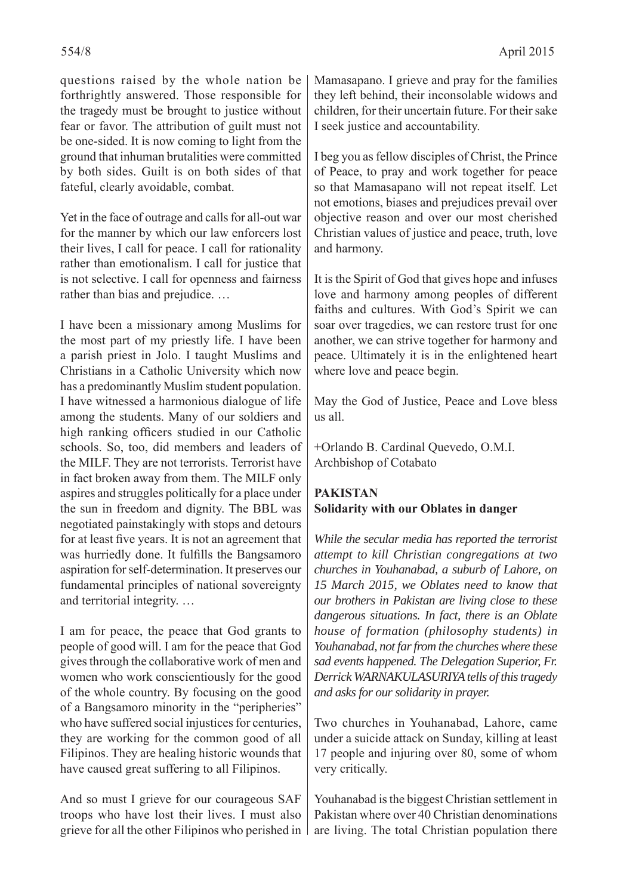questions raised by the whole nation be forthrightly answered. Those responsible for the tragedy must be brought to justice without fear or favor. The attribution of guilt must not be one-sided. It is now coming to light from the ground that inhuman brutalities were committed by both sides. Guilt is on both sides of that fateful, clearly avoidable, combat.

Yet in the face of outrage and calls for all-out war for the manner by which our law enforcers lost their lives, I call for peace. I call for rationality rather than emotionalism. I call for justice that is not selective. I call for openness and fairness rather than bias and prejudice. …

I have been a missionary among Muslims for the most part of my priestly life. I have been a parish priest in Jolo. I taught Muslims and Christians in a Catholic University which now has a predominantly Muslim student population. I have witnessed a harmonious dialogue of life among the students. Many of our soldiers and high ranking officers studied in our Catholic schools. So, too, did members and leaders of the MILF. They are not terrorists. Terrorist have in fact broken away from them. The MILF only aspires and struggles politically for a place under the sun in freedom and dignity. The BBL was negotiated painstakingly with stops and detours for at least five years. It is not an agreement that was hurriedly done. It fulfills the Bangsamoro aspiration for self-determination. It preserves our fundamental principles of national sovereignty and territorial integrity. …

I am for peace, the peace that God grants to people of good will. I am for the peace that God gives through the collaborative work of men and women who work conscientiously for the good of the whole country. By focusing on the good of a Bangsamoro minority in the "peripheries" who have suffered social injustices for centuries, they are working for the common good of all Filipinos. They are healing historic wounds that have caused great suffering to all Filipinos.

And so must I grieve for our courageous SAF troops who have lost their lives. I must also grieve for all the other Filipinos who perished in Mamasapano. I grieve and pray for the families they left behind, their inconsolable widows and children, for their uncertain future. For their sake I seek justice and accountability.

I beg you as fellow disciples of Christ, the Prince of Peace, to pray and work together for peace so that Mamasapano will not repeat itself. Let not emotions, biases and prejudices prevail over objective reason and over our most cherished Christian values of justice and peace, truth, love and harmony.

It is the Spirit of God that gives hope and infuses love and harmony among peoples of different faiths and cultures. With God's Spirit we can soar over tragedies, we can restore trust for one another, we can strive together for harmony and peace. Ultimately it is in the enlightened heart where love and peace begin.

May the God of Justice, Peace and Love bless us all.

+Orlando B. Cardinal Quevedo, O.M.I.
Archbishop of Cotabato

**PAKISTAN**
**Solidarity with our Oblates in danger**

*While the secular media has reported the terrorist attempt to kill Christian congregations at two churches in Youhanabad, a suburb of Lahore, on 15 March 2015, we Oblates need to know that our brothers in Pakistan are living close to these dangerous situations. In fact, there is an Oblate house of formation (philosophy students) in Youhanabad, not far from the churches where these sad events happened. The Delegation Superior, Fr. Derrick WARNAKULASURIYA tells of this tragedy and asks for our solidarity in prayer.*

Two churches in Youhanabad, Lahore, came under a suicide attack on Sunday, killing at least 17 people and injuring over 80, some of whom very critically.

Youhanabad is the biggest Christian settlement in Pakistan where over 40 Christian denominations are living. The total Christian population there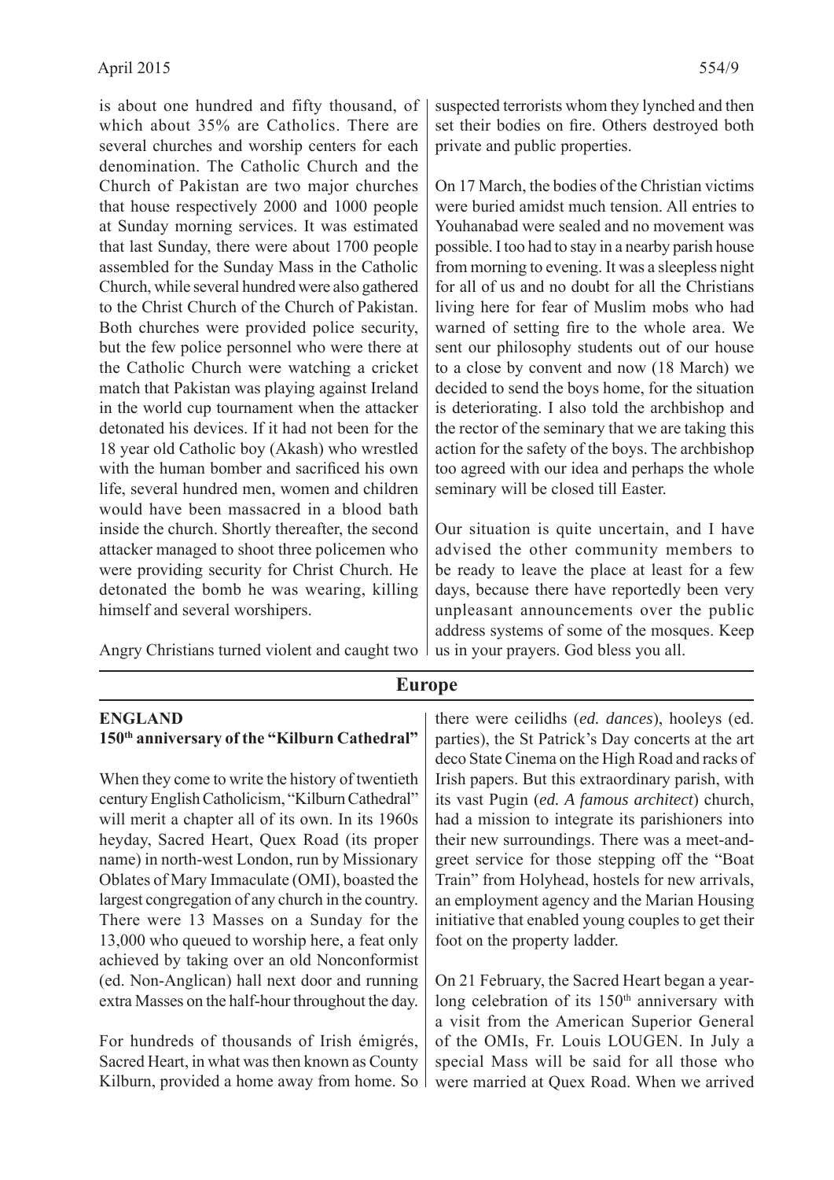is about one hundred and fifty thousand, of which about 35% are Catholics. There are several churches and worship centers for each denomination. The Catholic Church and the Church of Pakistan are two major churches that house respectively 2000 and 1000 people at Sunday morning services. It was estimated that last Sunday, there were about 1700 people assembled for the Sunday Mass in the Catholic Church, while several hundred were also gathered to the Christ Church of the Church of Pakistan. Both churches were provided police security, but the few police personnel who were there at the Catholic Church were watching a cricket match that Pakistan was playing against Ireland in the world cup tournament when the attacker detonated his devices. If it had not been for the 18 year old Catholic boy (Akash) who wrestled with the human bomber and sacrificed his own life, several hundred men, women and children would have been massacred in a blood bath inside the church. Shortly thereafter, the second attacker managed to shoot three policemen who were providing security for Christ Church. He detonated the bomb he was wearing, killing himself and several worshipers.

Angry Christians turned violent and caught two suspected terrorists whom they lynched and then set their bodies on fire. Others destroyed both private and public properties.

On 17 March, the bodies of the Christian victims were buried amidst much tension. All entries to Youhanabad were sealed and no movement was possible. I too had to stay in a nearby parish house from morning to evening. It was a sleepless night for all of us and no doubt for all the Christians living here for fear of Muslim mobs who had warned of setting fire to the whole area. We sent our philosophy students out of our house to a close by convent and now (18 March) we decided to send the boys home, for the situation is deteriorating. I also told the archbishop and the rector of the seminary that we are taking this action for the safety of the boys. The archbishop too agreed with our idea and perhaps the whole seminary will be closed till Easter.

Our situation is quite uncertain, and I have advised the other community members to be ready to leave the place at least for a few days, because there have reportedly been very unpleasant announcements over the public address systems of some of the mosques. Keep us in your prayers. God bless you all.

## Europe

**ENGLAND**
**150th anniversary of the "Kilburn Cathedral"**

When they come to write the history of twentieth century English Catholicism, "Kilburn Cathedral" will merit a chapter all of its own. In its 1960s heyday, Sacred Heart, Quex Road (its proper name) in north-west London, run by Missionary Oblates of Mary Immaculate (OMI), boasted the largest congregation of any church in the country. There were 13 Masses on a Sunday for the 13,000 who queued to worship here, a feat only achieved by taking over an old Nonconformist (ed. Non-Anglican) hall next door and running extra Masses on the half-hour throughout the day.

For hundreds of thousands of Irish émigrés, Sacred Heart, in what was then known as County Kilburn, provided a home away from home. So there were ceilidhs (*ed. dances*), hooleys (ed. parties), the St Patrick's Day concerts at the art deco State Cinema on the High Road and racks of Irish papers. But this extraordinary parish, with its vast Pugin (*ed. A famous architect*) church, had a mission to integrate its parishioners into their new surroundings. There was a meet-and-greet service for those stepping off the "Boat Train" from Holyhead, hostels for new arrivals, an employment agency and the Marian Housing initiative that enabled young couples to get their foot on the property ladder.

On 21 February, the Sacred Heart began a year-long celebration of its 150th anniversary with a visit from the American Superior General of the OMIs, Fr. Louis LOUGEN. In July a special Mass will be said for all those who were married at Quex Road. When we arrived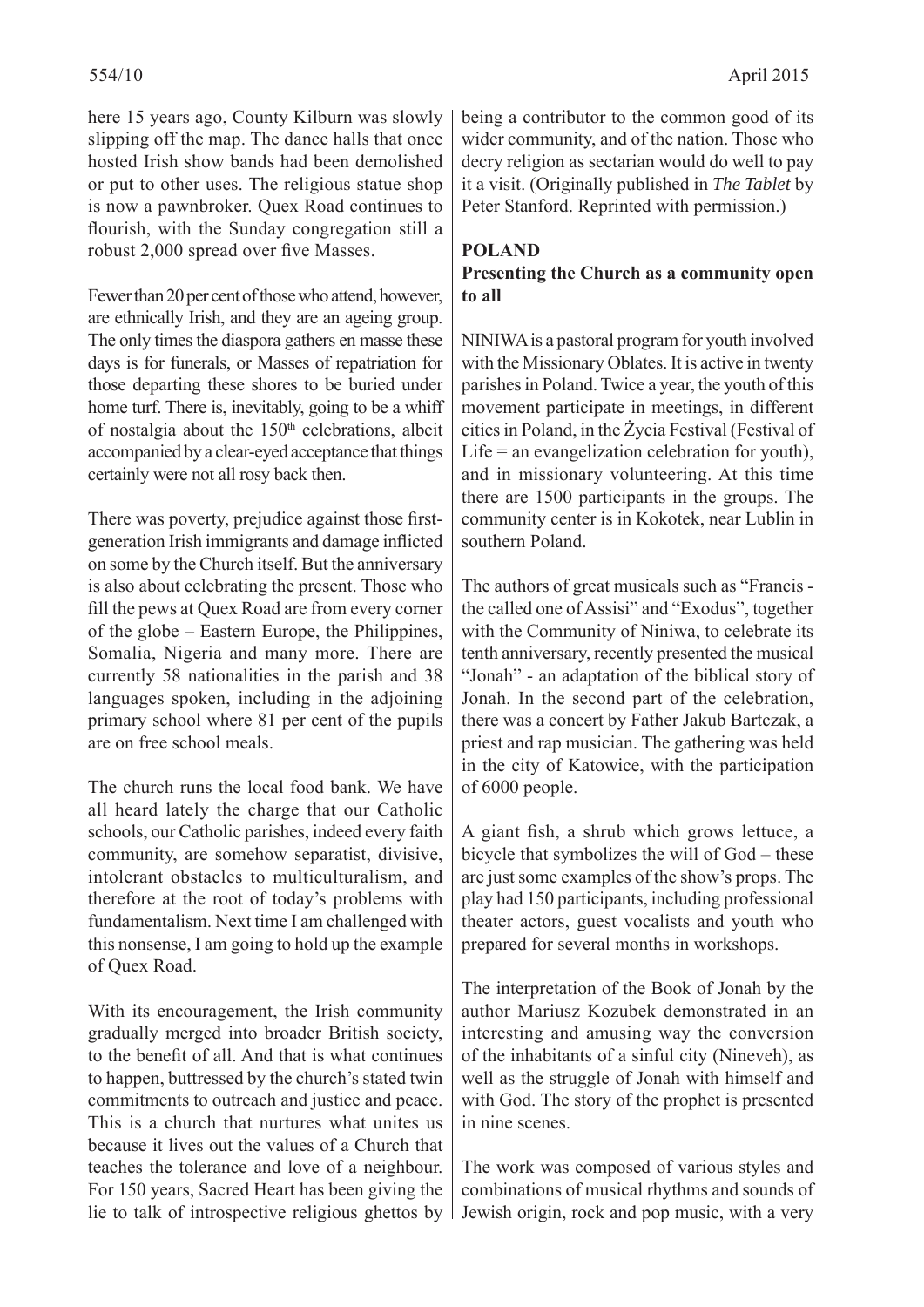here 15 years ago, County Kilburn was slowly slipping off the map. The dance halls that once hosted Irish show bands had been demolished or put to other uses. The religious statue shop is now a pawnbroker. Quex Road continues to flourish, with the Sunday congregation still a robust 2,000 spread over five Masses.

Fewer than 20 per cent of those who attend, however, are ethnically Irish, and they are an ageing group. The only times the diaspora gathers en masse these days is for funerals, or Masses of repatriation for those departing these shores to be buried under home turf. There is, inevitably, going to be a whiff of nostalgia about the 150th celebrations, albeit accompanied by a clear-eyed acceptance that things certainly were not all rosy back then.

There was poverty, prejudice against those first-generation Irish immigrants and damage inflicted on some by the Church itself. But the anniversary is also about celebrating the present. Those who fill the pews at Quex Road are from every corner of the globe – Eastern Europe, the Philippines, Somalia, Nigeria and many more. There are currently 58 nationalities in the parish and 38 languages spoken, including in the adjoining primary school where 81 per cent of the pupils are on free school meals.

The church runs the local food bank. We have all heard lately the charge that our Catholic schools, our Catholic parishes, indeed every faith community, are somehow separatist, divisive, intolerant obstacles to multiculturalism, and therefore at the root of today's problems with fundamentalism. Next time I am challenged with this nonsense, I am going to hold up the example of Quex Road.

With its encouragement, the Irish community gradually merged into broader British society, to the benefit of all. And that is what continues to happen, buttressed by the church's stated twin commitments to outreach and justice and peace. This is a church that nurtures what unites us because it lives out the values of a Church that teaches the tolerance and love of a neighbour. For 150 years, Sacred Heart has been giving the lie to talk of introspective religious ghettos by being a contributor to the common good of its wider community, and of the nation. Those who decry religion as sectarian would do well to pay it a visit. (Originally published in *The Tablet* by Peter Stanford. Reprinted with permission.)

**POLAND**

**Presenting the Church as a community open to all**

NINIWA is a pastoral program for youth involved with the Missionary Oblates. It is active in twenty parishes in Poland. Twice a year, the youth of this movement participate in meetings, in different cities in Poland, in the Życia Festival (Festival of Life = an evangelization celebration for youth), and in missionary volunteering. At this time there are 1500 participants in the groups. The community center is in Kokotek, near Lublin in southern Poland.

The authors of great musicals such as "Francis - the called one of Assisi" and "Exodus", together with the Community of Niniwa, to celebrate its tenth anniversary, recently presented the musical "Jonah" - an adaptation of the biblical story of Jonah. In the second part of the celebration, there was a concert by Father Jakub Bartczak, a priest and rap musician. The gathering was held in the city of Katowice, with the participation of 6000 people.

A giant fish, a shrub which grows lettuce, a bicycle that symbolizes the will of God – these are just some examples of the show's props. The play had 150 participants, including professional theater actors, guest vocalists and youth who prepared for several months in workshops.

The interpretation of the Book of Jonah by the author Mariusz Kozubek demonstrated in an interesting and amusing way the conversion of the inhabitants of a sinful city (Nineveh), as well as the struggle of Jonah with himself and with God. The story of the prophet is presented in nine scenes.

The work was composed of various styles and combinations of musical rhythms and sounds of Jewish origin, rock and pop music, with a very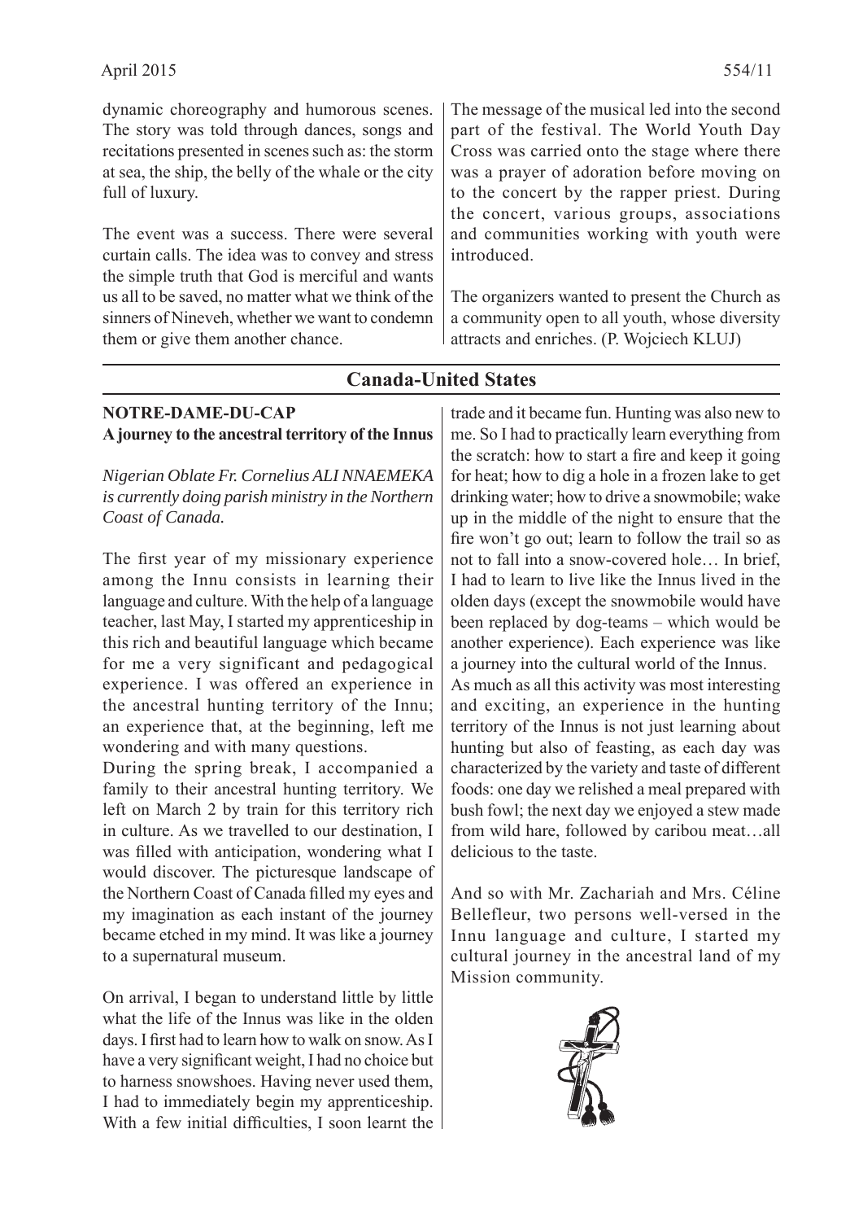dynamic choreography and humorous scenes. The story was told through dances, songs and recitations presented in scenes such as: the storm at sea, the ship, the belly of the whale or the city full of luxury.

The event was a success. There were several curtain calls. The idea was to convey and stress the simple truth that God is merciful and wants us all to be saved, no matter what we think of the sinners of Nineveh, whether we want to condemn them or give them another chance.

The message of the musical led into the second part of the festival. The World Youth Day Cross was carried onto the stage where there was a prayer of adoration before moving on to the concert by the rapper priest. During the concert, various groups, associations and communities working with youth were introduced.

The organizers wanted to present the Church as a community open to all youth, whose diversity attracts and enriches. (P. Wojciech KLUJ)

## Canada-United States

**NOTRE-DAME-DU-CAP**
**A journey to the ancestral territory of the Innus**

*Nigerian Oblate Fr. Cornelius ALI NNAEMEKA is currently doing parish ministry in the Northern Coast of Canada.*

The first year of my missionary experience among the Innu consists in learning their language and culture. With the help of a language teacher, last May, I started my apprenticeship in this rich and beautiful language which became for me a very significant and pedagogical experience. I was offered an experience in the ancestral hunting territory of the Innu; an experience that, at the beginning, left me wondering and with many questions.

During the spring break, I accompanied a family to their ancestral hunting territory. We left on March 2 by train for this territory rich in culture. As we travelled to our destination, I was filled with anticipation, wondering what I would discover. The picturesque landscape of the Northern Coast of Canada filled my eyes and my imagination as each instant of the journey became etched in my mind. It was like a journey to a supernatural museum.

On arrival, I began to understand little by little what the life of the Innus was like in the olden days. I first had to learn how to walk on snow. As I have a very significant weight, I had no choice but to harness snowshoes. Having never used them, I had to immediately begin my apprenticeship. With a few initial difficulties, I soon learnt the trade and it became fun. Hunting was also new to me. So I had to practically learn everything from the scratch: how to start a fire and keep it going for heat; how to dig a hole in a frozen lake to get drinking water; how to drive a snowmobile; wake up in the middle of the night to ensure that the fire won't go out; learn to follow the trail so as not to fall into a snow-covered hole… In brief, I had to learn to live like the Innus lived in the olden days (except the snowmobile would have been replaced by dog-teams – which would be another experience). Each experience was like a journey into the cultural world of the Innus.

As much as all this activity was most interesting and exciting, an experience in the hunting territory of the Innus is not just learning about hunting but also of feasting, as each day was characterized by the variety and taste of different foods: one day we relished a meal prepared with bush fowl; the next day we enjoyed a stew made from wild hare, followed by caribou meat…all delicious to the taste.

And so with Mr. Zachariah and Mrs. Céline Bellefleur, two persons well-versed in the Innu language and culture, I started my cultural journey in the ancestral land of my Mission community.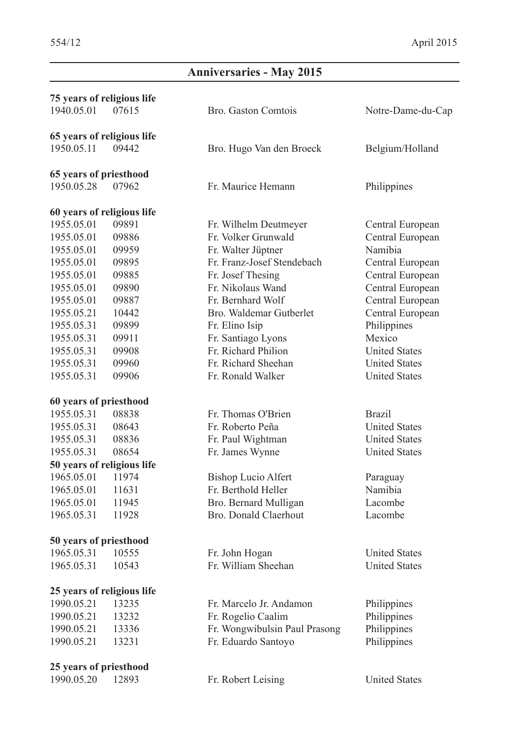## Anniversaries - May 2015

**75 years of religious life**

| | | | |
|---|---|---|---|
| 1940.05.01 | 07615 | Bro. Gaston Comtois | Notre-Dame-du-Cap |

**65 years of religious life**

| | | | |
|---|---|---|---|
| 1950.05.11 | 09442 | Bro. Hugo Van den Broeck | Belgium/Holland |

**65 years of priesthood**

| | | | |
|---|---|---|---|
| 1950.05.28 | 07962 | Fr. Maurice Hemann | Philippines |

**60 years of religious life**

| | | | |
|---|---|---|---|
| 1955.05.01 | 09891 | Fr. Wilhelm Deutmeyer | Central European |
| 1955.05.01 | 09886 | Fr. Volker Grunwald | Central European |
| 1955.05.01 | 09959 | Fr. Walter Jüptner | Namibia |
| 1955.05.01 | 09895 | Fr. Franz-Josef Stendebach | Central European |
| 1955.05.01 | 09885 | Fr. Josef Thesing | Central European |
| 1955.05.01 | 09890 | Fr. Nikolaus Wand | Central European |
| 1955.05.01 | 09887 | Fr. Bernhard Wolf | Central European |
| 1955.05.21 | 10442 | Bro. Waldemar Gutberlet | Central European |
| 1955.05.31 | 09899 | Fr. Elino Isip | Philippines |
| 1955.05.31 | 09911 | Fr. Santiago Lyons | Mexico |
| 1955.05.31 | 09908 | Fr. Richard Philion | United States |
| 1955.05.31 | 09960 | Fr. Richard Sheehan | United States |
| 1955.05.31 | 09906 | Fr. Ronald Walker | United States |

**60 years of priesthood**

| | | | |
|---|---|---|---|
| 1955.05.31 | 08838 | Fr. Thomas O'Brien | Brazil |
| 1955.05.31 | 08643 | Fr. Roberto Peña | United States |
| 1955.05.31 | 08836 | Fr. Paul Wightman | United States |
| 1955.05.31 | 08654 | Fr. James Wynne | United States |

**50 years of religious life**

| | | | |
|---|---|---|---|
| 1965.05.01 | 11974 | Bishop Lucio Alfert | Paraguay |
| 1965.05.01 | 11631 | Fr. Berthold Heller | Namibia |
| 1965.05.01 | 11945 | Bro. Bernard Mulligan | Lacombe |
| 1965.05.31 | 11928 | Bro. Donald Claerhout | Lacombe |

**50 years of priesthood**

| | | | |
|---|---|---|---|
| 1965.05.31 | 10555 | Fr. John Hogan | United States |
| 1965.05.31 | 10543 | Fr. William Sheehan | United States |

**25 years of religious life**

| | | | |
|---|---|---|---|
| 1990.05.21 | 13235 | Fr. Marcelo Jr. Andamon | Philippines |
| 1990.05.21 | 13232 | Fr. Rogelio Caalim | Philippines |
| 1990.05.21 | 13336 | Fr. Wongwibulsin Paul Prasong | Philippines |
| 1990.05.21 | 13231 | Fr. Eduardo Santoyo | Philippines |

**25 years of priesthood**

| | | | |
|---|---|---|---|
| 1990.05.20 | 12893 | Fr. Robert Leising | United States |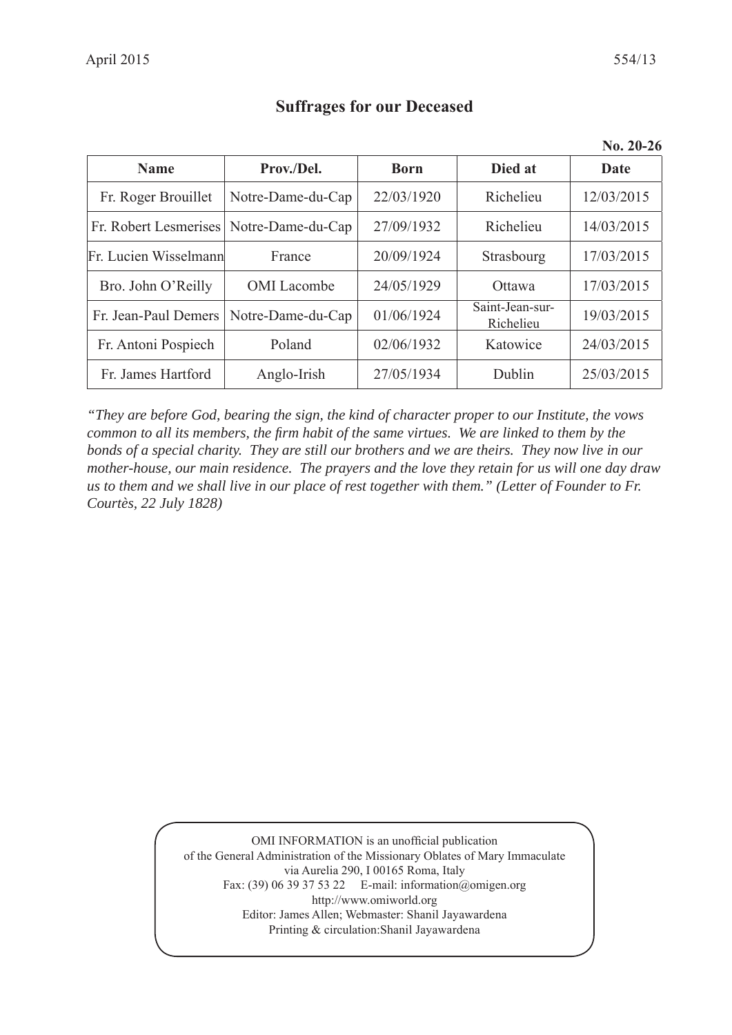## Suffrages for our Deceased

**No. 20-26**

| Name | Prov./Del. | Born | Died at | Date |
|---|---|---|---|---|
| Fr. Roger Brouillet | Notre-Dame-du-Cap | 22/03/1920 | Richelieu | 12/03/2015 |
| Fr. Robert Lesmerises | Notre-Dame-du-Cap | 27/09/1932 | Richelieu | 14/03/2015 |
| Fr. Lucien Wisselmann | France | 20/09/1924 | Strasbourg | 17/03/2015 |
| Bro. John O'Reilly | OMI Lacombe | 24/05/1929 | Ottawa | 17/03/2015 |
| Fr. Jean-Paul Demers | Notre-Dame-du-Cap | 01/06/1924 | Saint-Jean-sur-Richelieu | 19/03/2015 |
| Fr. Antoni Pospiech | Poland | 02/06/1932 | Katowice | 24/03/2015 |
| Fr. James Hartford | Anglo-Irish | 27/05/1934 | Dublin | 25/03/2015 |

*"They are before God, bearing the sign, the kind of character proper to our Institute, the vows common to all its members, the firm habit of the same virtues. We are linked to them by the bonds of a special charity. They are still our brothers and we are theirs. They now live in our mother-house, our main residence. The prayers and the love they retain for us will one day draw us to them and we shall live in our place of rest together with them." (Letter of Founder to Fr. Courtès, 22 July 1828)*

OMI INFORMATION is an unofficial publication
of the General Administration of the Missionary Oblates of Mary Immaculate
via Aurelia 290, I 00165 Roma, Italy
Fax: (39) 06 39 37 53 22 E-mail: information@omigen.org
http://www.omiworld.org
Editor: James Allen; Webmaster: Shanil Jayawardena
Printing & circulation:Shanil Jayawardena